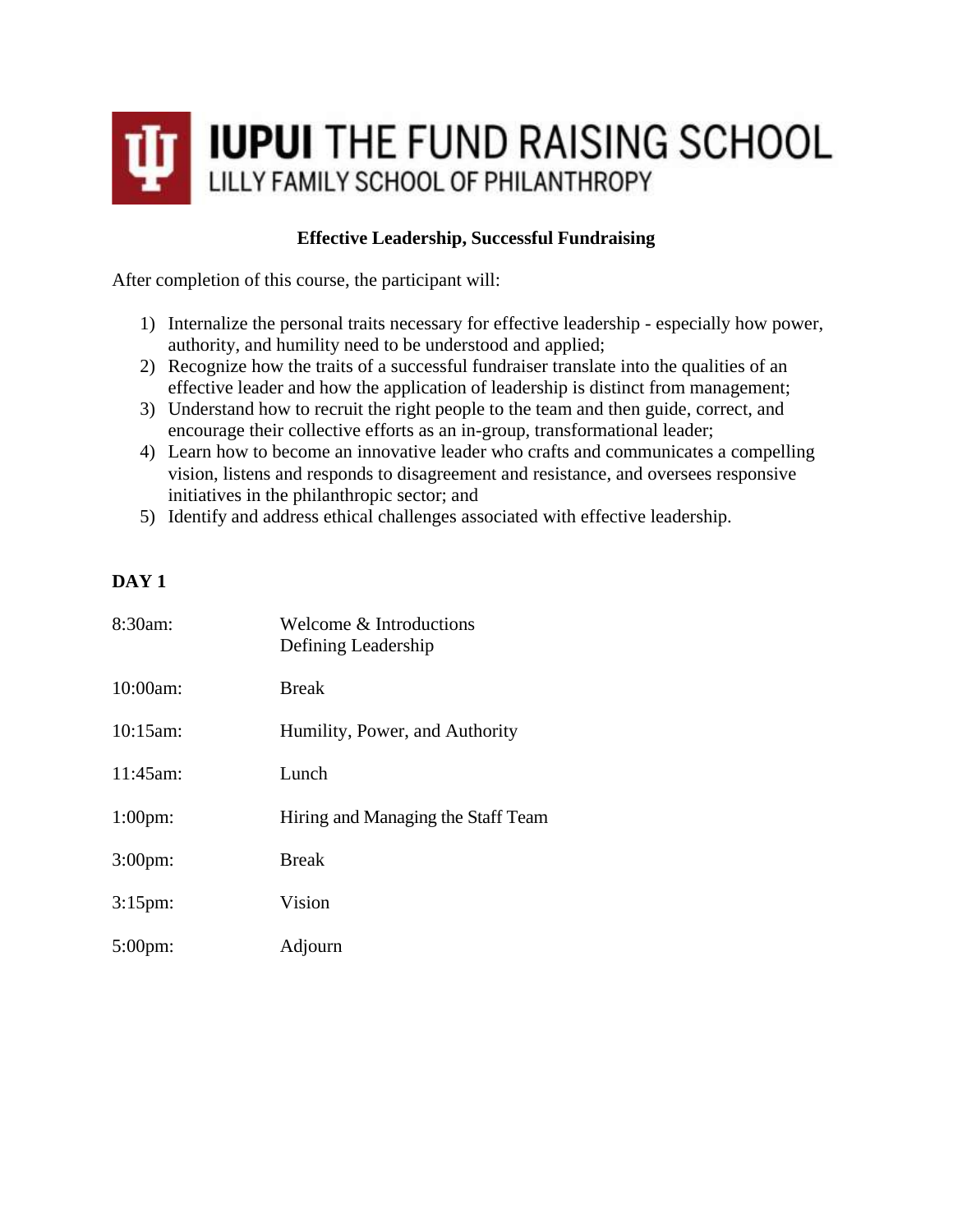# IUPUI THE FUND RAISING SCHOOL
## LILLY FAMILY SCHOOL OF PHILANTHROPY

**Effective Leadership, Successful Fundraising**

After completion of this course, the participant will:

1) Internalize the personal traits necessary for effective leadership - especially how power, authority, and humility need to be understood and applied;
2) Recognize how the traits of a successful fundraiser translate into the qualities of an effective leader and how the application of leadership is distinct from management;
3) Understand how to recruit the right people to the team and then guide, correct, and encourage their collective efforts as an in-group, transformational leader;
4) Learn how to become an innovative leader who crafts and communicates a compelling vision, listens and responds to disagreement and resistance, and oversees responsive initiatives in the philanthropic sector; and
5) Identify and address ethical challenges associated with effective leadership.

**DAY 1**

| | |
|---|---|
| 8:30am: | Welcome & Introductions<br>Defining Leadership |
| 10:00am: | Break |
| 10:15am: | Humility, Power, and Authority |
| 11:45am: | Lunch |
| 1:00pm: | Hiring and Managing the Staff Team |
| 3:00pm: | Break |
| 3:15pm: | Vision |
| 5:00pm: | Adjourn |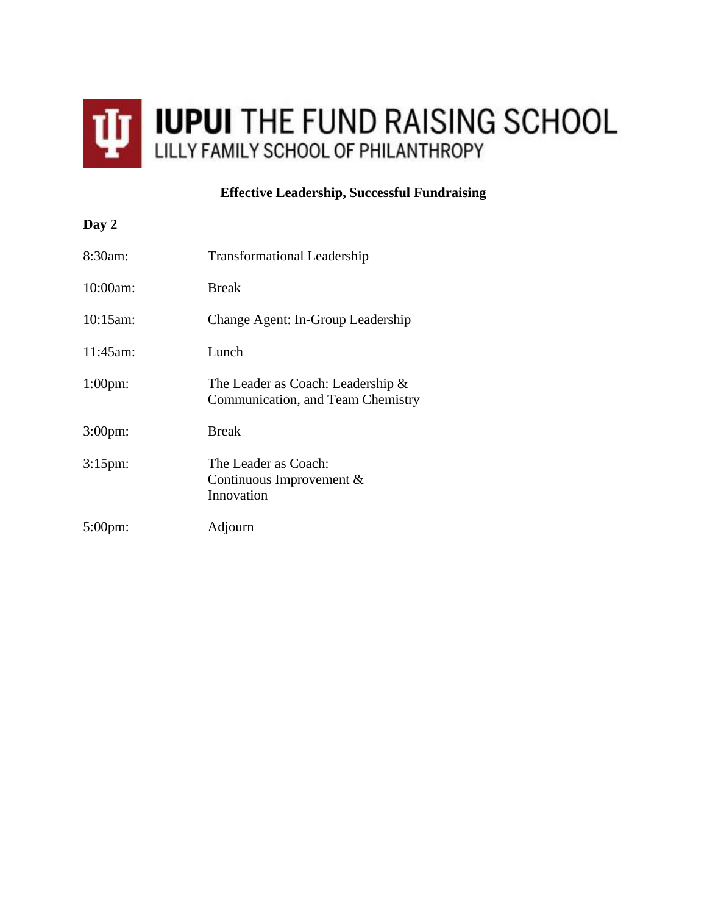# IUPUI THE FUND RAISING SCHOOL
LILLY FAMILY SCHOOL OF PHILANTHROPY

**Effective Leadership, Successful Fundraising**

**Day 2**

| | |
|---|---|
| 8:30am: | Transformational Leadership |
| 10:00am: | Break |
| 10:15am: | Change Agent: In-Group Leadership |
| 11:45am: | Lunch |
| 1:00pm: | The Leader as Coach: Leadership & Communication, and Team Chemistry |
| 3:00pm: | Break |
| 3:15pm: | The Leader as Coach: Continuous Improvement & Innovation |
| 5:00pm: | Adjourn |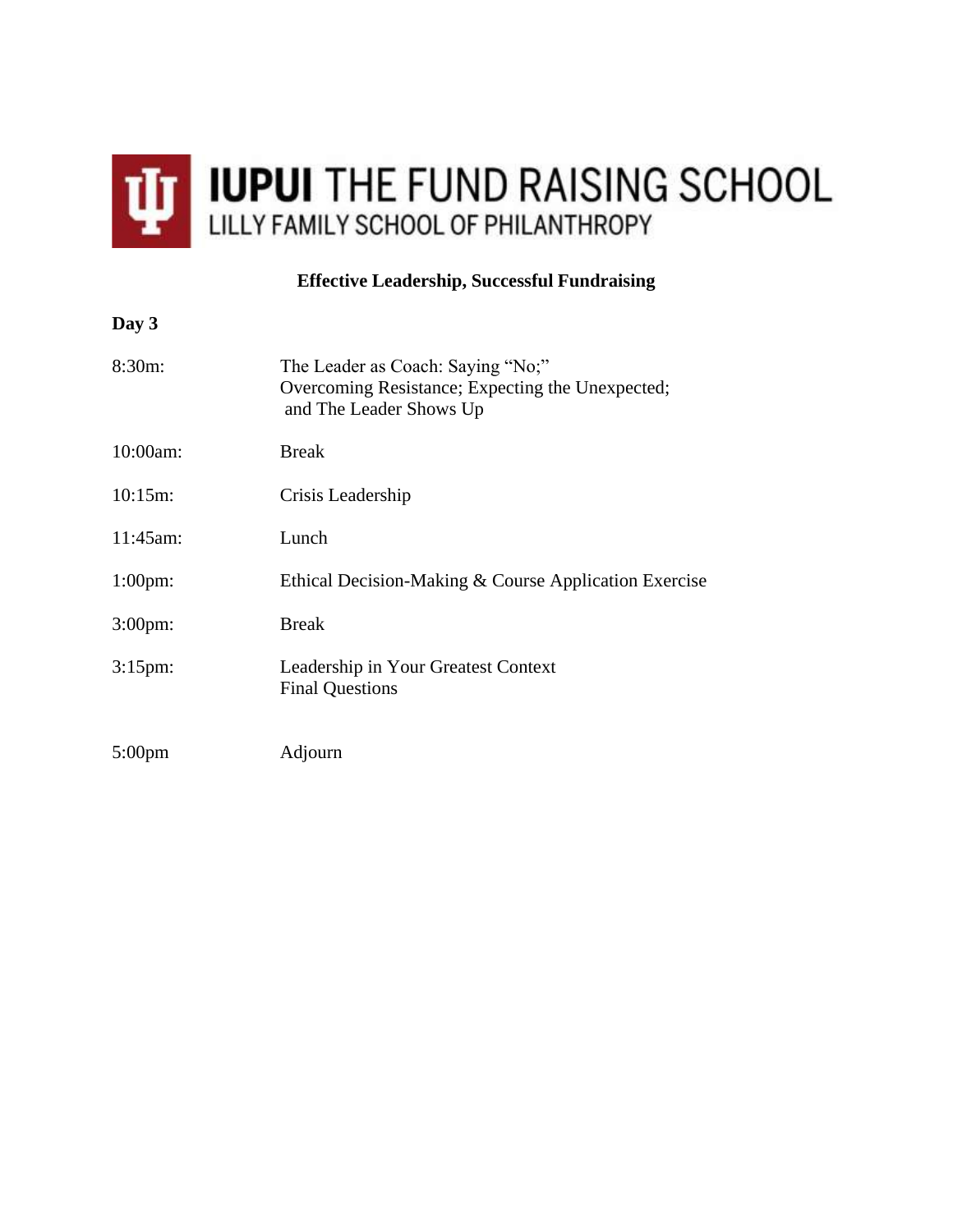IUPUI THE FUND RAISING SCHOOL
LILLY FAMILY SCHOOL OF PHILANTHROPY

**Effective Leadership, Successful Fundraising**

**Day 3**

| | |
|---|---|
| 8:30m: | The Leader as Coach: Saying "No;" Overcoming Resistance; Expecting the Unexpected; and The Leader Shows Up |
| 10:00am: | Break |
| 10:15m: | Crisis Leadership |
| 11:45am: | Lunch |
| 1:00pm: | Ethical Decision-Making & Course Application Exercise |
| 3:00pm: | Break |
| 3:15pm: | Leadership in Your Greatest Context<br>Final Questions |
| 5:00pm | Adjourn |